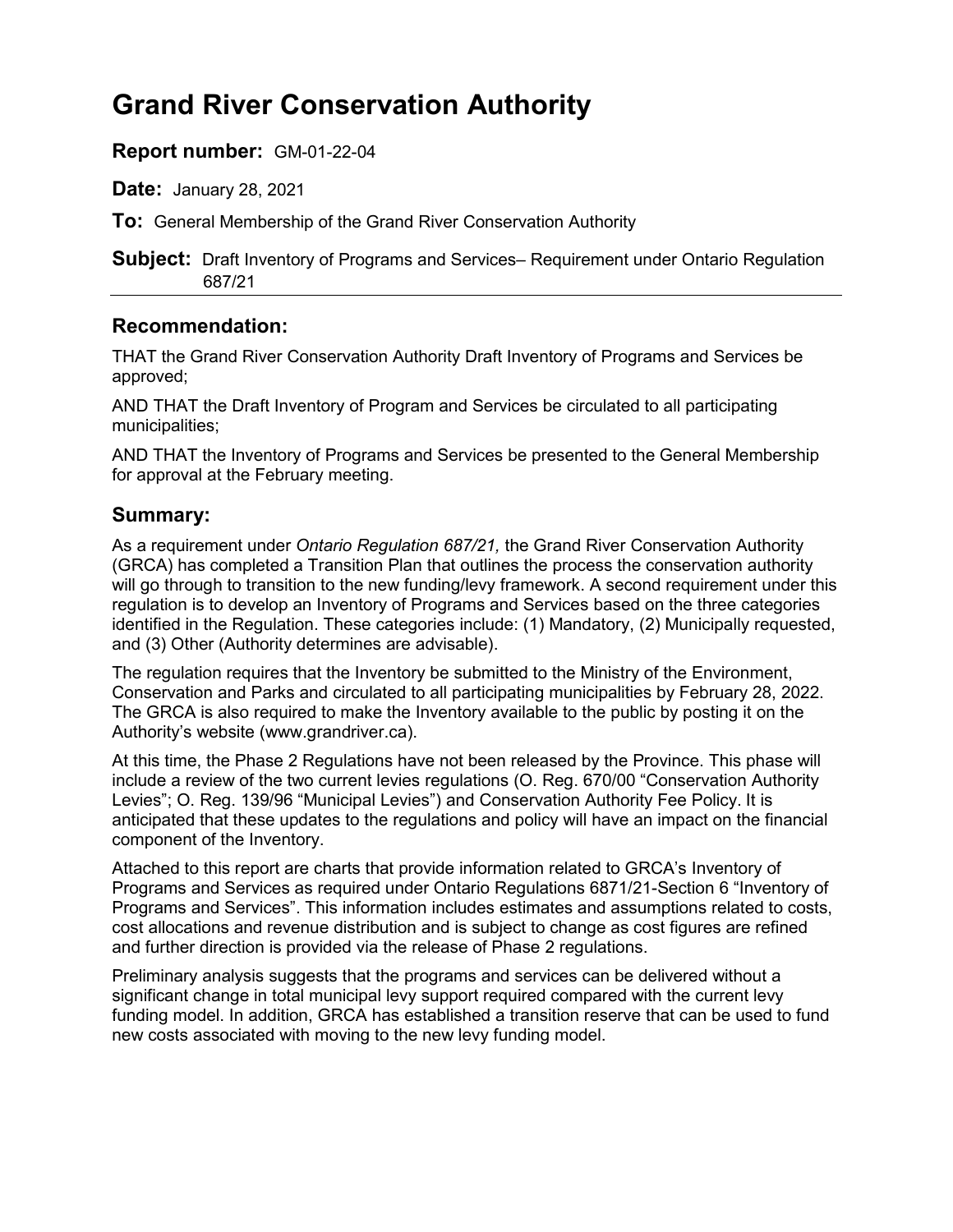# Grand River Conservation Authority

**Report number:** GM-01-22-04

**Date:** January 28, 2021

**To:** General Membership of the Grand River Conservation Authority

**Subject:** Draft Inventory of Programs and Services– Requirement under Ontario Regulation 687/21

## Recommendation:

THAT the Grand River Conservation Authority Draft Inventory of Programs and Services be approved;

AND THAT the Draft Inventory of Program and Services be circulated to all participating municipalities;

AND THAT the Inventory of Programs and Services be presented to the General Membership for approval at the February meeting.

## Summary:

As a requirement under *Ontario Regulation 687/21,* the Grand River Conservation Authority (GRCA) has completed a Transition Plan that outlines the process the conservation authority will go through to transition to the new funding/levy framework. A second requirement under this regulation is to develop an Inventory of Programs and Services based on the three categories identified in the Regulation. These categories include: (1) Mandatory, (2) Municipally requested, and (3) Other (Authority determines are advisable).

The regulation requires that the Inventory be submitted to the Ministry of the Environment, Conservation and Parks and circulated to all participating municipalities by February 28, 2022. The GRCA is also required to make the Inventory available to the public by posting it on the Authority's website (www.grandriver.ca).

At this time, the Phase 2 Regulations have not been released by the Province. This phase will include a review of the two current levies regulations (O. Reg. 670/00 "Conservation Authority Levies"; O. Reg. 139/96 "Municipal Levies") and Conservation Authority Fee Policy. It is anticipated that these updates to the regulations and policy will have an impact on the financial component of the Inventory.

Attached to this report are charts that provide information related to GRCA's Inventory of Programs and Services as required under Ontario Regulations 6871/21-Section 6 "Inventory of Programs and Services". This information includes estimates and assumptions related to costs, cost allocations and revenue distribution and is subject to change as cost figures are refined and further direction is provided via the release of Phase 2 regulations.

Preliminary analysis suggests that the programs and services can be delivered without a significant change in total municipal levy support required compared with the current levy funding model. In addition, GRCA has established a transition reserve that can be used to fund new costs associated with moving to the new levy funding model.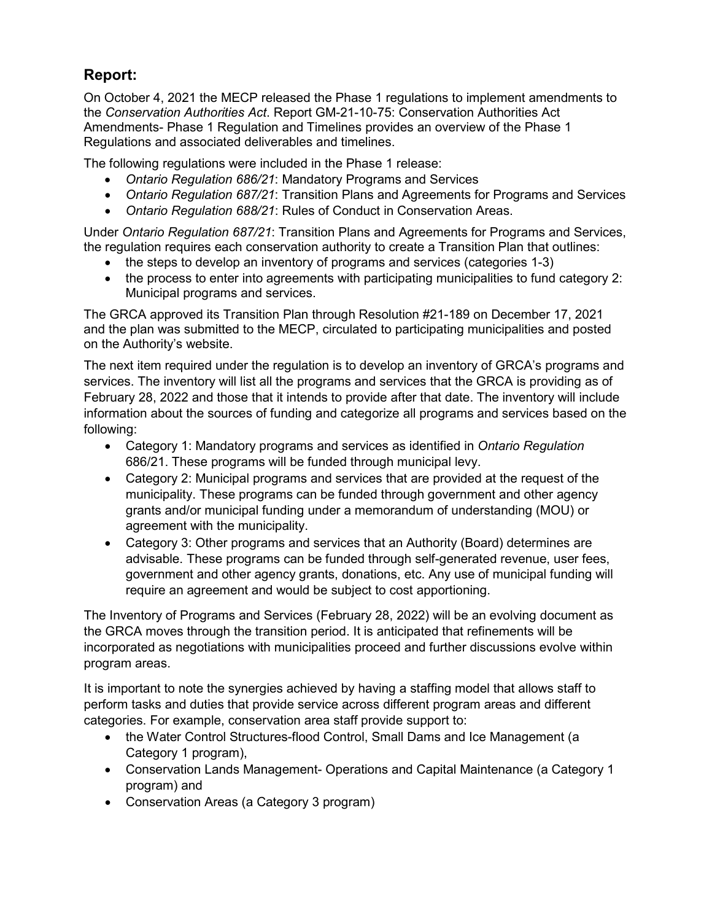## Report:

On October 4, 2021 the MECP released the Phase 1 regulations to implement amendments to the *Conservation Authorities Act*. Report GM-21-10-75: Conservation Authorities Act Amendments- Phase 1 Regulation and Timelines provides an overview of the Phase 1 Regulations and associated deliverables and timelines.

The following regulations were included in the Phase 1 release:

- *Ontario Regulation 686/21*: Mandatory Programs and Services
- *Ontario Regulation 687/21*: Transition Plans and Agreements for Programs and Services
- *Ontario Regulation 688/21*: Rules of Conduct in Conservation Areas.

Under *Ontario Regulation 687/21*: Transition Plans and Agreements for Programs and Services, the regulation requires each conservation authority to create a Transition Plan that outlines:

- the steps to develop an inventory of programs and services (categories 1-3)
- the process to enter into agreements with participating municipalities to fund category 2: Municipal programs and services.

The GRCA approved its Transition Plan through Resolution #21-189 on December 17, 2021 and the plan was submitted to the MECP, circulated to participating municipalities and posted on the Authority's website.

The next item required under the regulation is to develop an inventory of GRCA's programs and services. The inventory will list all the programs and services that the GRCA is providing as of February 28, 2022 and those that it intends to provide after that date. The inventory will include information about the sources of funding and categorize all programs and services based on the following:

- Category 1: Mandatory programs and services as identified in *Ontario Regulation* 686/21. These programs will be funded through municipal levy.
- Category 2: Municipal programs and services that are provided at the request of the municipality. These programs can be funded through government and other agency grants and/or municipal funding under a memorandum of understanding (MOU) or agreement with the municipality.
- Category 3: Other programs and services that an Authority (Board) determines are advisable. These programs can be funded through self-generated revenue, user fees, government and other agency grants, donations, etc. Any use of municipal funding will require an agreement and would be subject to cost apportioning.

The Inventory of Programs and Services (February 28, 2022) will be an evolving document as the GRCA moves through the transition period. It is anticipated that refinements will be incorporated as negotiations with municipalities proceed and further discussions evolve within program areas.

It is important to note the synergies achieved by having a staffing model that allows staff to perform tasks and duties that provide service across different program areas and different categories. For example, conservation area staff provide support to:

- the Water Control Structures-flood Control, Small Dams and Ice Management (a Category 1 program),
- Conservation Lands Management- Operations and Capital Maintenance (a Category 1 program) and
- Conservation Areas (a Category 3 program)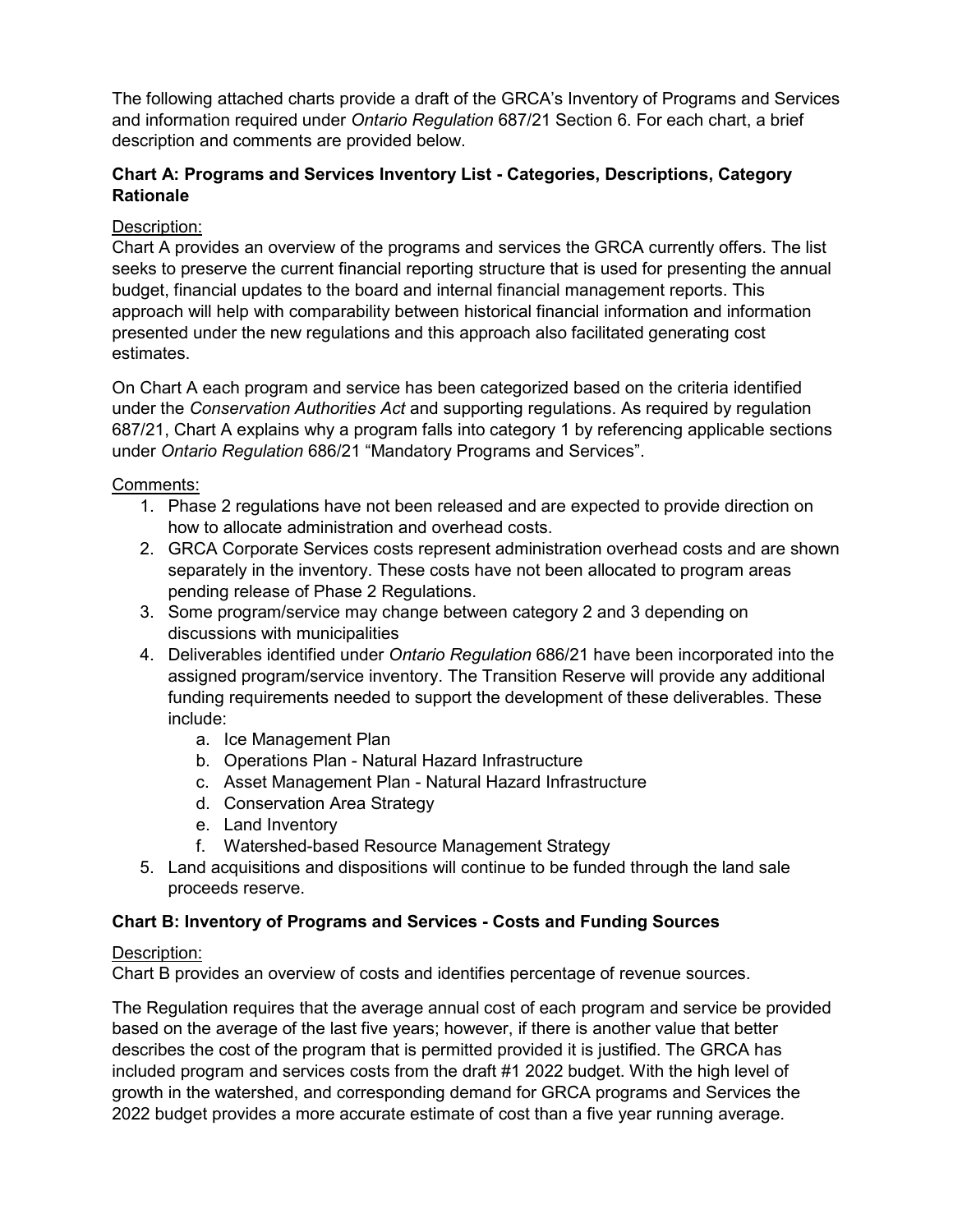The following attached charts provide a draft of the GRCA's Inventory of Programs and Services and information required under *Ontario Regulation* 687/21 Section 6. For each chart, a brief description and comments are provided below.

**Chart A: Programs and Services Inventory List - Categories, Descriptions, Category Rationale**

Description:

Chart A provides an overview of the programs and services the GRCA currently offers. The list seeks to preserve the current financial reporting structure that is used for presenting the annual budget, financial updates to the board and internal financial management reports. This approach will help with comparability between historical financial information and information presented under the new regulations and this approach also facilitated generating cost estimates.

On Chart A each program and service has been categorized based on the criteria identified under the *Conservation Authorities Act* and supporting regulations. As required by regulation 687/21, Chart A explains why a program falls into category 1 by referencing applicable sections under *Ontario Regulation* 686/21 "Mandatory Programs and Services".

Comments:

1. Phase 2 regulations have not been released and are expected to provide direction on how to allocate administration and overhead costs.
2. GRCA Corporate Services costs represent administration overhead costs and are shown separately in the inventory. These costs have not been allocated to program areas pending release of Phase 2 Regulations.
3. Some program/service may change between category 2 and 3 depending on discussions with municipalities
4. Deliverables identified under *Ontario Regulation* 686/21 have been incorporated into the assigned program/service inventory. The Transition Reserve will provide any additional funding requirements needed to support the development of these deliverables. These include:
    a. Ice Management Plan
    b. Operations Plan - Natural Hazard Infrastructure
    c. Asset Management Plan - Natural Hazard Infrastructure
    d. Conservation Area Strategy
    e. Land Inventory
    f. Watershed-based Resource Management Strategy
5. Land acquisitions and dispositions will continue to be funded through the land sale proceeds reserve.

**Chart B: Inventory of Programs and Services - Costs and Funding Sources**

Description:

Chart B provides an overview of costs and identifies percentage of revenue sources.

The Regulation requires that the average annual cost of each program and service be provided based on the average of the last five years; however, if there is another value that better describes the cost of the program that is permitted provided it is justified. The GRCA has included program and services costs from the draft #1 2022 budget. With the high level of growth in the watershed, and corresponding demand for GRCA programs and Services the 2022 budget provides a more accurate estimate of cost than a five year running average.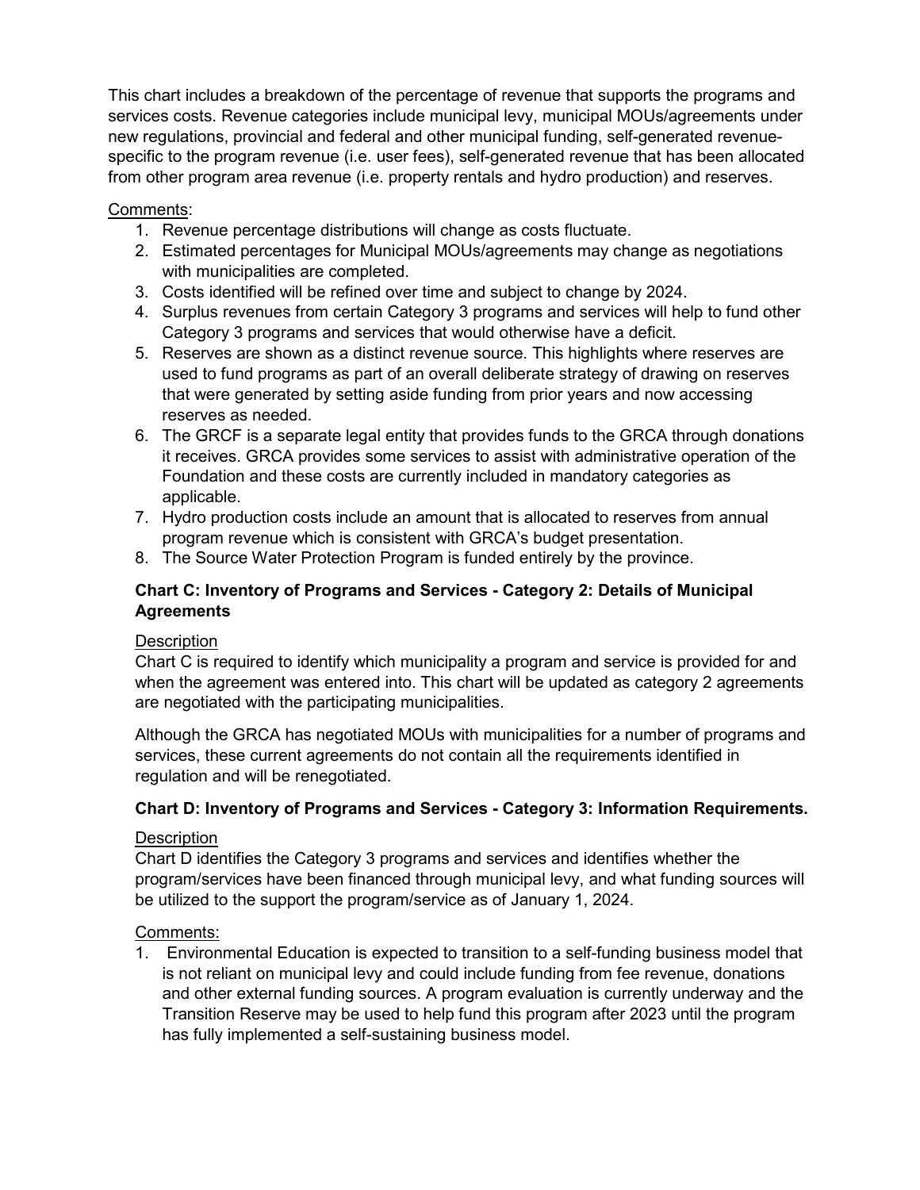This chart includes a breakdown of the percentage of revenue that supports the programs and services costs. Revenue categories include municipal levy, municipal MOUs/agreements under new regulations, provincial and federal and other municipal funding, self-generated revenue-specific to the program revenue (i.e. user fees), self-generated revenue that has been allocated from other program area revenue (i.e. property rentals and hydro production) and reserves.

Comments:

1. Revenue percentage distributions will change as costs fluctuate.
2. Estimated percentages for Municipal MOUs/agreements may change as negotiations with municipalities are completed.
3. Costs identified will be refined over time and subject to change by 2024.
4. Surplus revenues from certain Category 3 programs and services will help to fund other Category 3 programs and services that would otherwise have a deficit.
5. Reserves are shown as a distinct revenue source. This highlights where reserves are used to fund programs as part of an overall deliberate strategy of drawing on reserves that were generated by setting aside funding from prior years and now accessing reserves as needed.
6. The GRCF is a separate legal entity that provides funds to the GRCA through donations it receives. GRCA provides some services to assist with administrative operation of the Foundation and these costs are currently included in mandatory categories as applicable.
7. Hydro production costs include an amount that is allocated to reserves from annual program revenue which is consistent with GRCA's budget presentation.
8. The Source Water Protection Program is funded entirely by the province.

### Chart C: Inventory of Programs and Services - Category 2: Details of Municipal Agreements

Description

Chart C is required to identify which municipality a program and service is provided for and when the agreement was entered into. This chart will be updated as category 2 agreements are negotiated with the participating municipalities.

Although the GRCA has negotiated MOUs with municipalities for a number of programs and services, these current agreements do not contain all the requirements identified in regulation and will be renegotiated.

### Chart D: Inventory of Programs and Services - Category 3: Information Requirements.

Description

Chart D identifies the Category 3 programs and services and identifies whether the program/services have been financed through municipal levy, and what funding sources will be utilized to the support the program/service as of January 1, 2024.

Comments:

1. Environmental Education is expected to transition to a self-funding business model that is not reliant on municipal levy and could include funding from fee revenue, donations and other external funding sources. A program evaluation is currently underway and the Transition Reserve may be used to help fund this program after 2023 until the program has fully implemented a self-sustaining business model.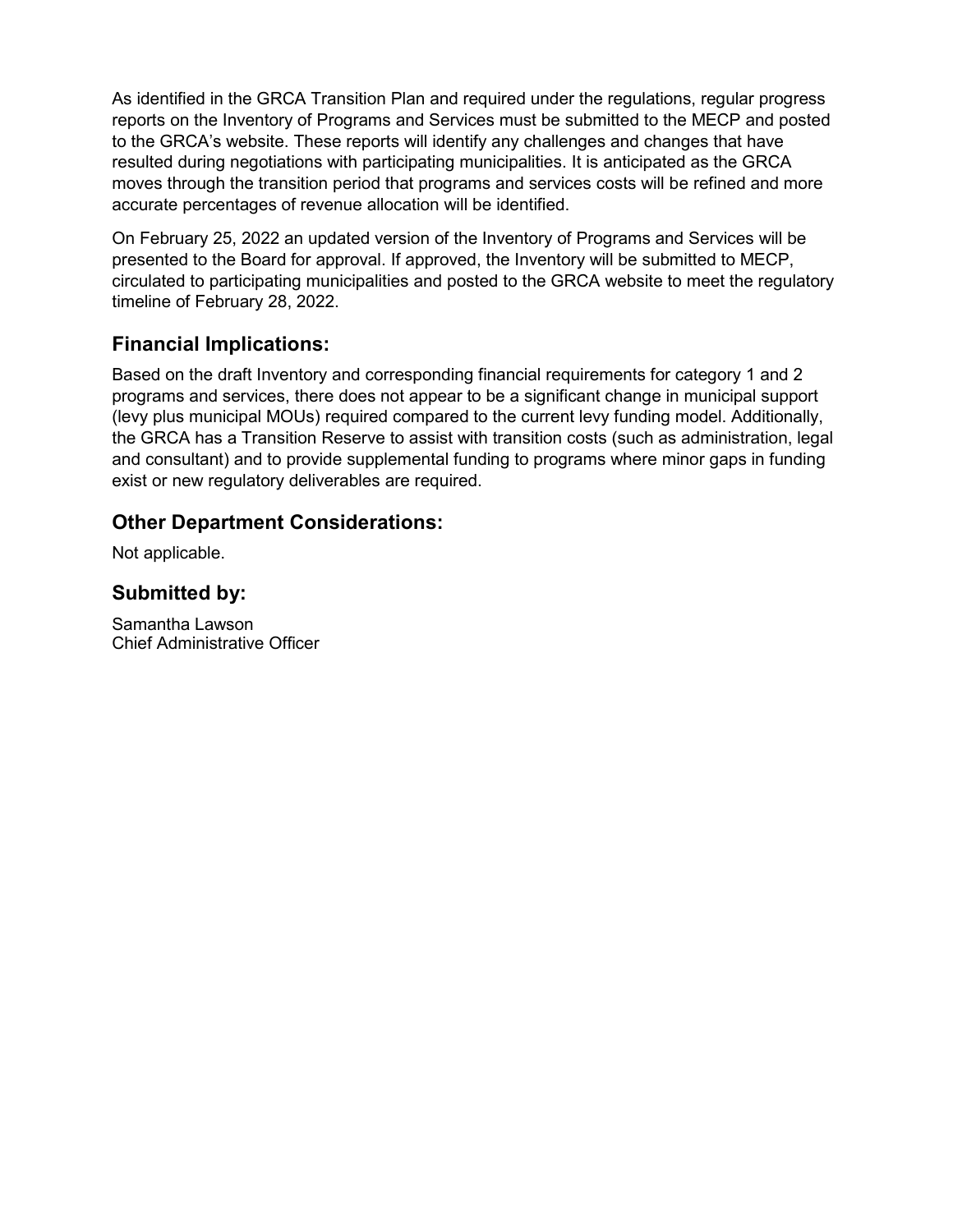As identified in the GRCA Transition Plan and required under the regulations, regular progress reports on the Inventory of Programs and Services must be submitted to the MECP and posted to the GRCA's website. These reports will identify any challenges and changes that have resulted during negotiations with participating municipalities. It is anticipated as the GRCA moves through the transition period that programs and services costs will be refined and more accurate percentages of revenue allocation will be identified.

On February 25, 2022 an updated version of the Inventory of Programs and Services will be presented to the Board for approval. If approved, the Inventory will be submitted to MECP, circulated to participating municipalities and posted to the GRCA website to meet the regulatory timeline of February 28, 2022.

## Financial Implications:

Based on the draft Inventory and corresponding financial requirements for category 1 and 2 programs and services, there does not appear to be a significant change in municipal support (levy plus municipal MOUs) required compared to the current levy funding model. Additionally, the GRCA has a Transition Reserve to assist with transition costs (such as administration, legal and consultant) and to provide supplemental funding to programs where minor gaps in funding exist or new regulatory deliverables are required.

## Other Department Considerations:

Not applicable.

## Submitted by:

Samantha Lawson
Chief Administrative Officer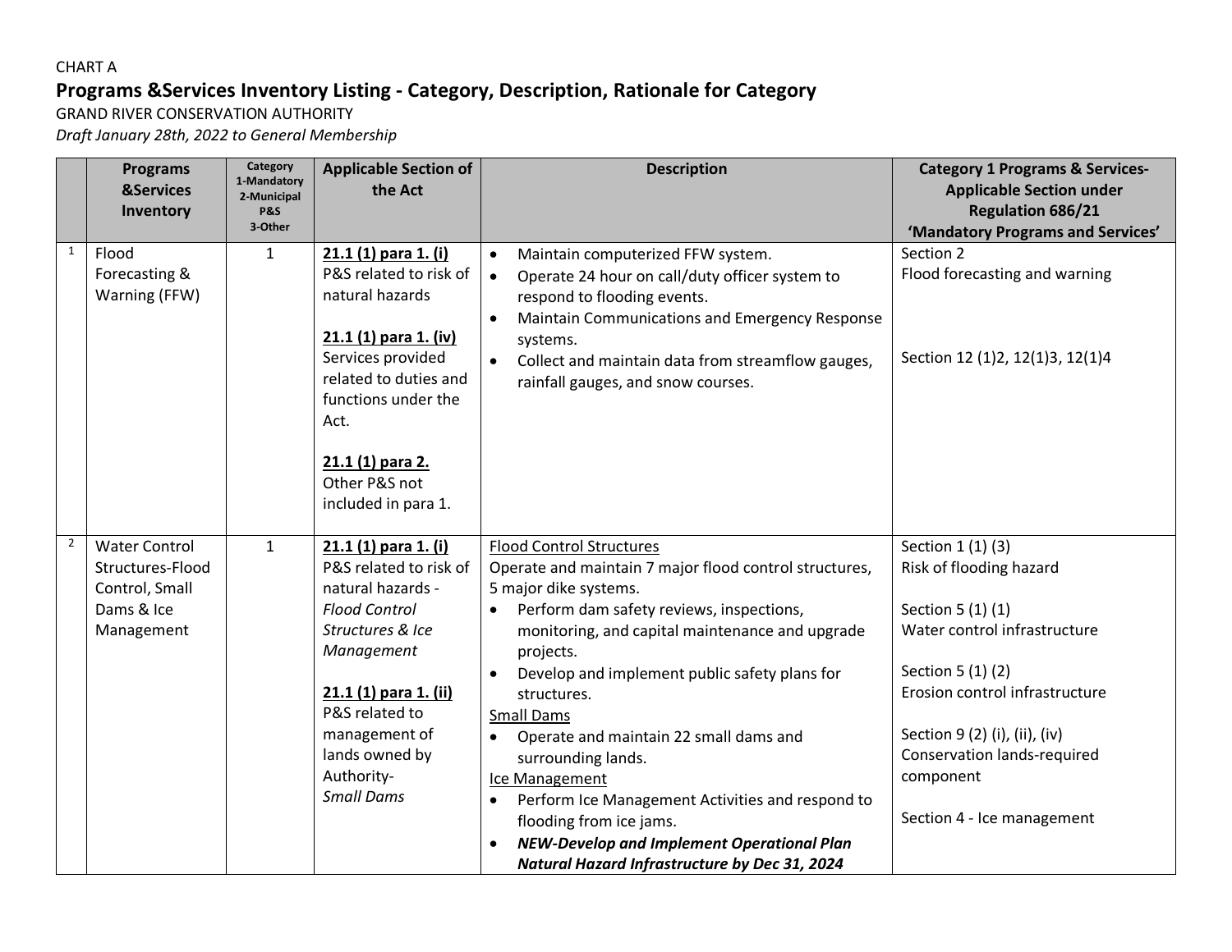CHART A

# Programs &Services Inventory Listing - Category, Description, Rationale for Category

GRAND RIVER CONSERVATION AUTHORITY

*Draft January 28th, 2022 to General Membership*

| | Programs &Services Inventory | Category 1-Mandatory 2-Municipal P&S 3-Other | Applicable Section of the Act | Description | Category 1 Programs & Services-Applicable Section under Regulation 686/21 'Mandatory Programs and Services' |
|---|---|---|---|---|---|
| 1 | Flood Forecasting & Warning (FFW) | 1 | **21.1 (1) para 1. (i)** P&S related to risk of natural hazards<br><br>**21.1 (1) para 1. (iv)** Services provided related to duties and functions under the Act.<br><br>**21.1 (1) para 2.** Other P&S not included in para 1. | • Maintain computerized FFW system.<br>• Operate 24 hour on call/duty officer system to respond to flooding events.<br>• Maintain Communications and Emergency Response systems.<br>• Collect and maintain data from streamflow gauges, rainfall gauges, and snow courses. | Section 2<br>Flood forecasting and warning<br><br>Section 12 (1)2, 12(1)3, 12(1)4 |
| 2 | Water Control Structures-Flood Control, Small Dams & Ice Management | 1 | **21.1 (1) para 1. (i)** P&S related to risk of natural hazards - *Flood Control Structures & Ice Management*<br><br>**21.1 (1) para 1. (ii)** P&S related to management of lands owned by Authority- *Small Dams* | Flood Control Structures<br>Operate and maintain 7 major flood control structures, 5 major dike systems.<br>• Perform dam safety reviews, inspections, monitoring, and capital maintenance and upgrade projects.<br>• Develop and implement public safety plans for structures.<br>Small Dams<br>• Operate and maintain 22 small dams and surrounding lands.<br>Ice Management<br>• Perform Ice Management Activities and respond to flooding from ice jams.<br>• ***NEW-Develop and Implement Operational Plan Natural Hazard Infrastructure by Dec 31, 2024*** | Section 1 (1) (3)<br>Risk of flooding hazard<br><br>Section 5 (1) (1)<br>Water control infrastructure<br><br>Section 5 (1) (2)<br>Erosion control infrastructure<br><br>Section 9 (2) (i), (ii), (iv)<br>Conservation lands-required component<br><br>Section 4 - Ice management |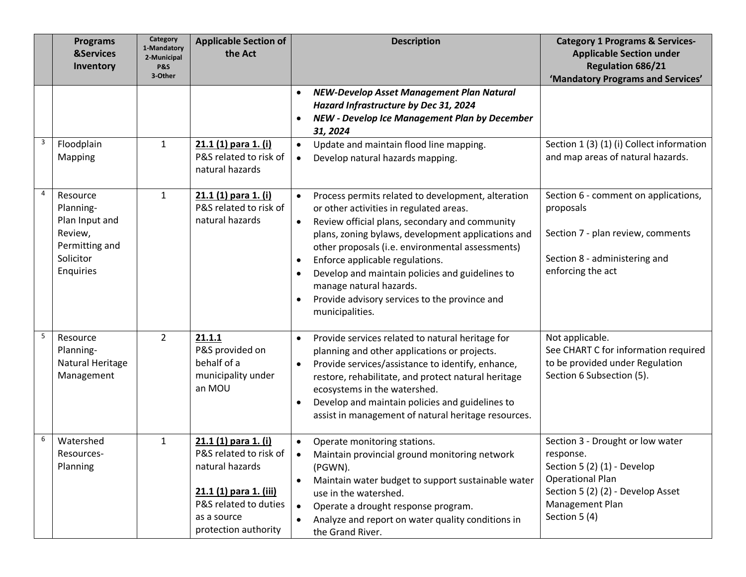| | Programs &Services Inventory | Category 1-Mandatory 2-Municipal P&S 3-Other | Applicable Section of the Act | Description | Category 1 Programs & Services- Applicable Section under Regulation 686/21 'Mandatory Programs and Services' |
|---|---|---|---|---|---|
| | | | | • ***NEW-Develop Asset Management Plan Natural Hazard Infrastructure by Dec 31, 2024*** <br> • ***NEW - Develop Ice Management Plan by December 31, 2024*** | |
| 3 | Floodplain Mapping | 1 | **21.1 (1) para 1. (i)** P&S related to risk of natural hazards | • Update and maintain flood line mapping. <br> • Develop natural hazards mapping. | Section 1 (3) (1) (i) Collect information and map areas of natural hazards. |
| 4 | Resource Planning- Plan Input and Review, Permitting and Solicitor Enquiries | 1 | **21.1 (1) para 1. (i)** P&S related to risk of natural hazards | • Process permits related to development, alteration or other activities in regulated areas. <br> • Review official plans, secondary and community plans, zoning bylaws, development applications and other proposals (i.e. environmental assessments) <br> • Enforce applicable regulations. <br> • Develop and maintain policies and guidelines to manage natural hazards. <br> • Provide advisory services to the province and municipalities. | Section 6 - comment on applications, proposals <br><br> Section 7 - plan review, comments <br><br> Section 8 - administering and enforcing the act |
| 5 | Resource Planning- Natural Heritage Management | 2 | **21.1.1** P&S provided on behalf of a municipality under an MOU | • Provide services related to natural heritage for planning and other applications or projects. <br> • Provide services/assistance to identify, enhance, restore, rehabilitate, and protect natural heritage ecosystems in the watershed. <br> • Develop and maintain policies and guidelines to assist in management of natural heritage resources. | Not applicable. <br> See CHART C for information required to be provided under Regulation Section 6 Subsection (5). |
| 6 | Watershed Resources- Planning | 1 | **21.1 (1) para 1. (i)** P&S related to risk of natural hazards <br><br> **21.1 (1) para 1. (iii)** P&S related to duties as a source protection authority | • Operate monitoring stations. <br> • Maintain provincial ground monitoring network (PGWN). <br> • Maintain water budget to support sustainable water use in the watershed. <br> • Operate a drought response program. <br> • Analyze and report on water quality conditions in the Grand River. | Section 3 - Drought or low water response. <br> Section 5 (2) (1) - Develop Operational Plan <br> Section 5 (2) (2) - Develop Asset Management Plan <br> Section 5 (4) |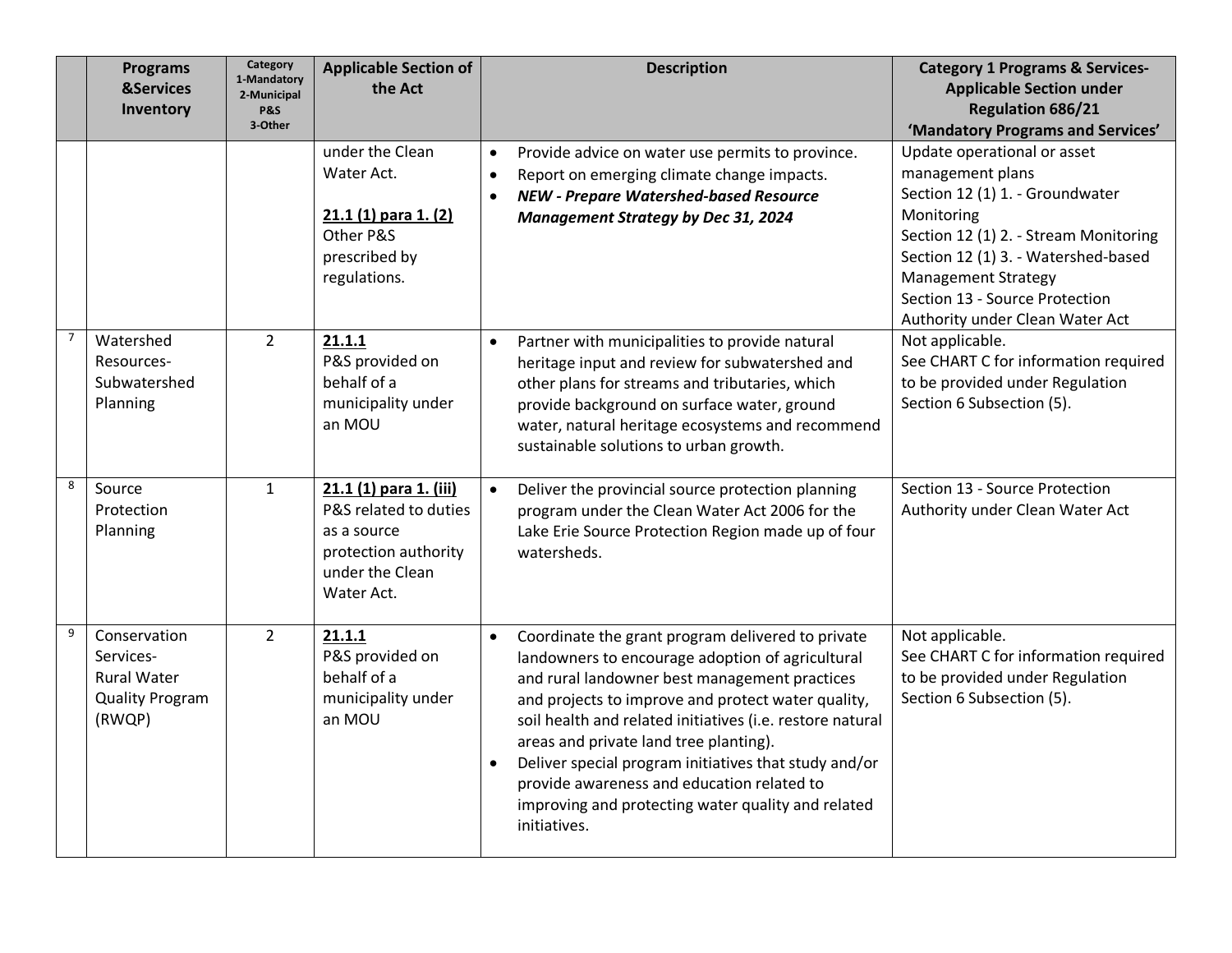|  | Programs &Services Inventory | Category 1-Mandatory 2-Municipal P&S 3-Other | Applicable Section of the Act | Description | Category 1 Programs & Services- Applicable Section under Regulation 686/21 'Mandatory Programs and Services' |
|---|---|---|---|---|---|
|  |  |  | under the Clean Water Act.<br><br>**21.1 (1) para 1. (2)** Other P&S prescribed by regulations. | • Provide advice on water use permits to province.<br>• Report on emerging climate change impacts.<br>• ***NEW - Prepare Watershed-based Resource Management Strategy by Dec 31, 2024*** | Update operational or asset management plans<br>Section 12 (1) 1. - Groundwater Monitoring<br>Section 12 (1) 2. - Stream Monitoring<br>Section 12 (1) 3. - Watershed-based Management Strategy<br>Section 13 - Source Protection Authority under Clean Water Act |
| 7 | Watershed Resources- Subwatershed Planning | 2 | **21.1.1** P&S provided on behalf of a municipality under an MOU | • Partner with municipalities to provide natural heritage input and review for subwatershed and other plans for streams and tributaries, which provide background on surface water, ground water, natural heritage ecosystems and recommend sustainable solutions to urban growth. | Not applicable.<br>See CHART C for information required to be provided under Regulation Section 6 Subsection (5). |
| 8 | Source Protection Planning | 1 | **21.1 (1) para 1. (iii)** P&S related to duties as a source protection authority under the Clean Water Act. | • Deliver the provincial source protection planning program under the Clean Water Act 2006 for the Lake Erie Source Protection Region made up of four watersheds. | Section 13 - Source Protection Authority under Clean Water Act |
| 9 | Conservation Services- Rural Water Quality Program (RWQP) | 2 | **21.1.1** P&S provided on behalf of a municipality under an MOU | • Coordinate the grant program delivered to private landowners to encourage adoption of agricultural and rural landowner best management practices and projects to improve and protect water quality, soil health and related initiatives (i.e. restore natural areas and private land tree planting).<br>• Deliver special program initiatives that study and/or provide awareness and education related to improving and protecting water quality and related initiatives. | Not applicable.<br>See CHART C for information required to be provided under Regulation Section 6 Subsection (5). |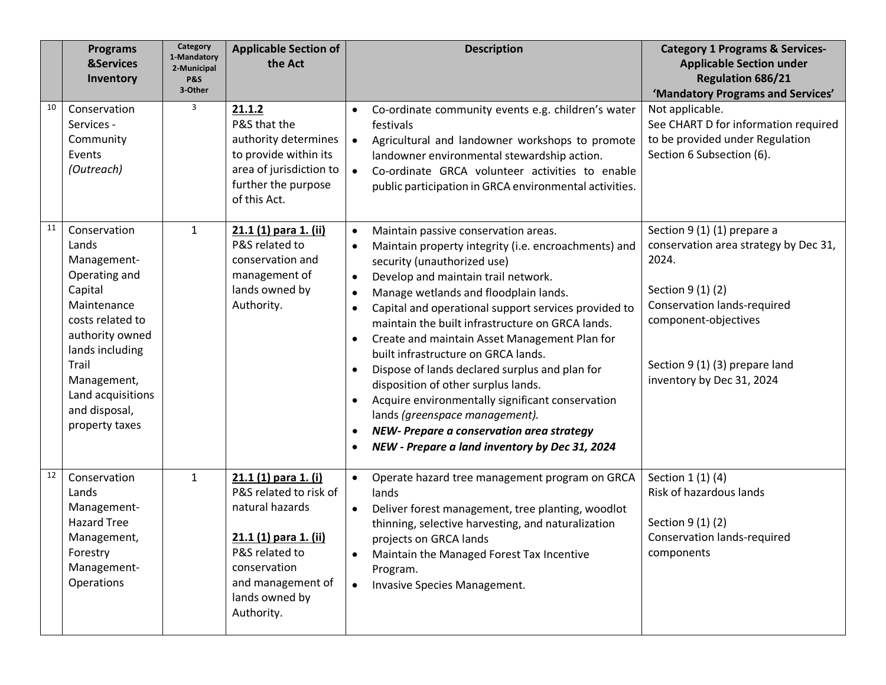| | Programs &Services Inventory | Category 1-Mandatory 2-Municipal P&S 3-Other | Applicable Section of the Act | Description | Category 1 Programs & Services-Applicable Section under Regulation 686/21 'Mandatory Programs and Services' |
|---|---|---|---|---|---|
| 10 | Conservation Services - Community Events *(Outreach)* | 3 | **21.1.2** P&S that the authority determines to provide within its area of jurisdiction to further the purpose of this Act. | • Co-ordinate community events e.g. children's water festivals<br>• Agricultural and landowner workshops to promote landowner environmental stewardship action.<br>• Co-ordinate GRCA volunteer activities to enable public participation in GRCA environmental activities. | Not applicable.<br>See CHART D for information required to be provided under Regulation Section 6 Subsection (6). |
| 11 | Conservation Lands Management-Operating and Capital Maintenance costs related to authority owned lands including Trail Management, Land acquisitions and disposal, property taxes | 1 | **21.1 (1) para 1. (ii)** P&S related to conservation and management of lands owned by Authority. | • Maintain passive conservation areas.<br>• Maintain property integrity (i.e. encroachments) and security (unauthorized use)<br>• Develop and maintain trail network.<br>• Manage wetlands and floodplain lands.<br>• Capital and operational support services provided to maintain the built infrastructure on GRCA lands.<br>• Create and maintain Asset Management Plan for built infrastructure on GRCA lands.<br>• Dispose of lands declared surplus and plan for disposition of other surplus lands.<br>• Acquire environmentally significant conservation lands *(greenspace management).*<br>• ***NEW- Prepare a conservation area strategy***<br>• ***NEW - Prepare a land inventory by Dec 31, 2024*** | Section 9 (1) (1) prepare a conservation area strategy by Dec 31, 2024.<br><br>Section 9 (1) (2)<br>Conservation lands-required component-objectives<br><br>Section 9 (1) (3) prepare land inventory by Dec 31, 2024 |
| 12 | Conservation Lands Management-Hazard Tree Management, Forestry Management-Operations | 1 | **21.1 (1) para 1. (i)** P&S related to risk of natural hazards<br><br>**21.1 (1) para 1. (ii)** P&S related to conservation and management of lands owned by Authority. | • Operate hazard tree management program on GRCA lands<br>• Deliver forest management, tree planting, woodlot thinning, selective harvesting, and naturalization projects on GRCA lands<br>• Maintain the Managed Forest Tax Incentive Program.<br>• Invasive Species Management. | Section 1 (1) (4)<br>Risk of hazardous lands<br><br>Section 9 (1) (2)<br>Conservation lands-required components |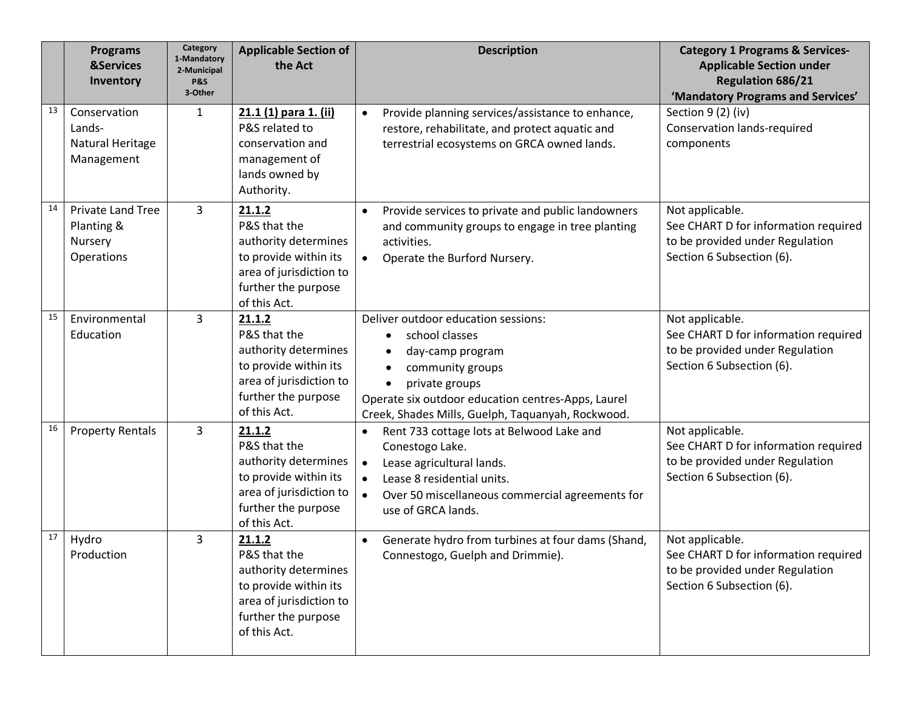| | Programs &Services Inventory | Category 1-Mandatory 2-Municipal P&S 3-Other | Applicable Section of the Act | Description | Category 1 Programs & Services- Applicable Section under Regulation 686/21 'Mandatory Programs and Services' |
|---|---|---|---|---|---|
| 13 | Conservation Lands- Natural Heritage Management | 1 | **21.1 (1) para 1. (ii)** P&S related to conservation and management of lands owned by Authority. | • Provide planning services/assistance to enhance, restore, rehabilitate, and protect aquatic and terrestrial ecosystems on GRCA owned lands. | Section 9 (2) (iv) Conservation lands-required components |
| 14 | Private Land Tree Planting & Nursery Operations | 3 | **21.1.2** P&S that the authority determines to provide within its area of jurisdiction to further the purpose of this Act. | • Provide services to private and public landowners and community groups to engage in tree planting activities.<br>• Operate the Burford Nursery. | Not applicable. See CHART D for information required to be provided under Regulation Section 6 Subsection (6). |
| 15 | Environmental Education | 3 | **21.1.2** P&S that the authority determines to provide within its area of jurisdiction to further the purpose of this Act. | Deliver outdoor education sessions:<br>• school classes<br>• day-camp program<br>• community groups<br>• private groups<br>Operate six outdoor education centres-Apps, Laurel Creek, Shades Mills, Guelph, Taquanyah, Rockwood. | Not applicable. See CHART D for information required to be provided under Regulation Section 6 Subsection (6). |
| 16 | Property Rentals | 3 | **21.1.2** P&S that the authority determines to provide within its area of jurisdiction to further the purpose of this Act. | • Rent 733 cottage lots at Belwood Lake and Conestogo Lake.<br>• Lease agricultural lands.<br>• Lease 8 residential units.<br>• Over 50 miscellaneous commercial agreements for use of GRCA lands. | Not applicable. See CHART D for information required to be provided under Regulation Section 6 Subsection (6). |
| 17 | Hydro Production | 3 | **21.1.2** P&S that the authority determines to provide within its area of jurisdiction to further the purpose of this Act. | • Generate hydro from turbines at four dams (Shand, Connestogo, Guelph and Drimmie). | Not applicable. See CHART D for information required to be provided under Regulation Section 6 Subsection (6). |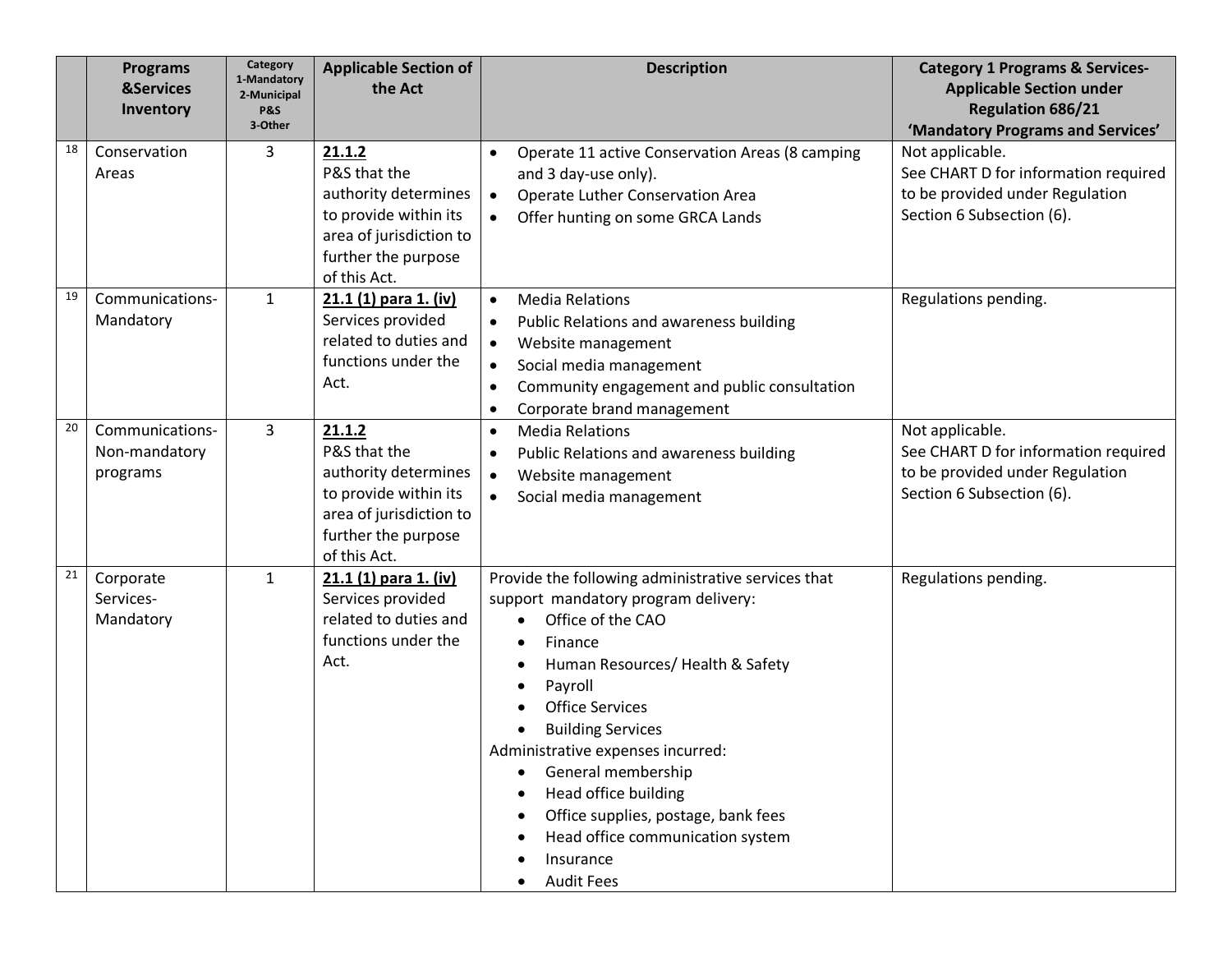| | Programs &Services Inventory | Category 1-Mandatory 2-Municipal P&S 3-Other | Applicable Section of the Act | Description | Category 1 Programs & Services- Applicable Section under Regulation 686/21 'Mandatory Programs and Services' |
|---|---|---|---|---|---|
| 18 | Conservation Areas | 3 | **21.1.2** P&S that the authority determines to provide within its area of jurisdiction to further the purpose of this Act. | • Operate 11 active Conservation Areas (8 camping and 3 day-use only).<br>• Operate Luther Conservation Area<br>• Offer hunting on some GRCA Lands | Not applicable. See CHART D for information required to be provided under Regulation Section 6 Subsection (6). |
| 19 | Communications-Mandatory | 1 | **21.1 (1) para 1. (iv)** Services provided related to duties and functions under the Act. | • Media Relations<br>• Public Relations and awareness building<br>• Website management<br>• Social media management<br>• Community engagement and public consultation<br>• Corporate brand management | Regulations pending. |
| 20 | Communications-Non-mandatory programs | 3 | **21.1.2** P&S that the authority determines to provide within its area of jurisdiction to further the purpose of this Act. | • Media Relations<br>• Public Relations and awareness building<br>• Website management<br>• Social media management | Not applicable. See CHART D for information required to be provided under Regulation Section 6 Subsection (6). |
| 21 | Corporate Services-Mandatory | 1 | **21.1 (1) para 1. (iv)** Services provided related to duties and functions under the Act. | Provide the following administrative services that support mandatory program delivery:<br>• Office of the CAO<br>• Finance<br>• Human Resources/ Health & Safety<br>• Payroll<br>• Office Services<br>• Building Services<br>Administrative expenses incurred:<br>• General membership<br>• Head office building<br>• Office supplies, postage, bank fees<br>• Head office communication system<br>• Insurance<br>• Audit Fees | Regulations pending. |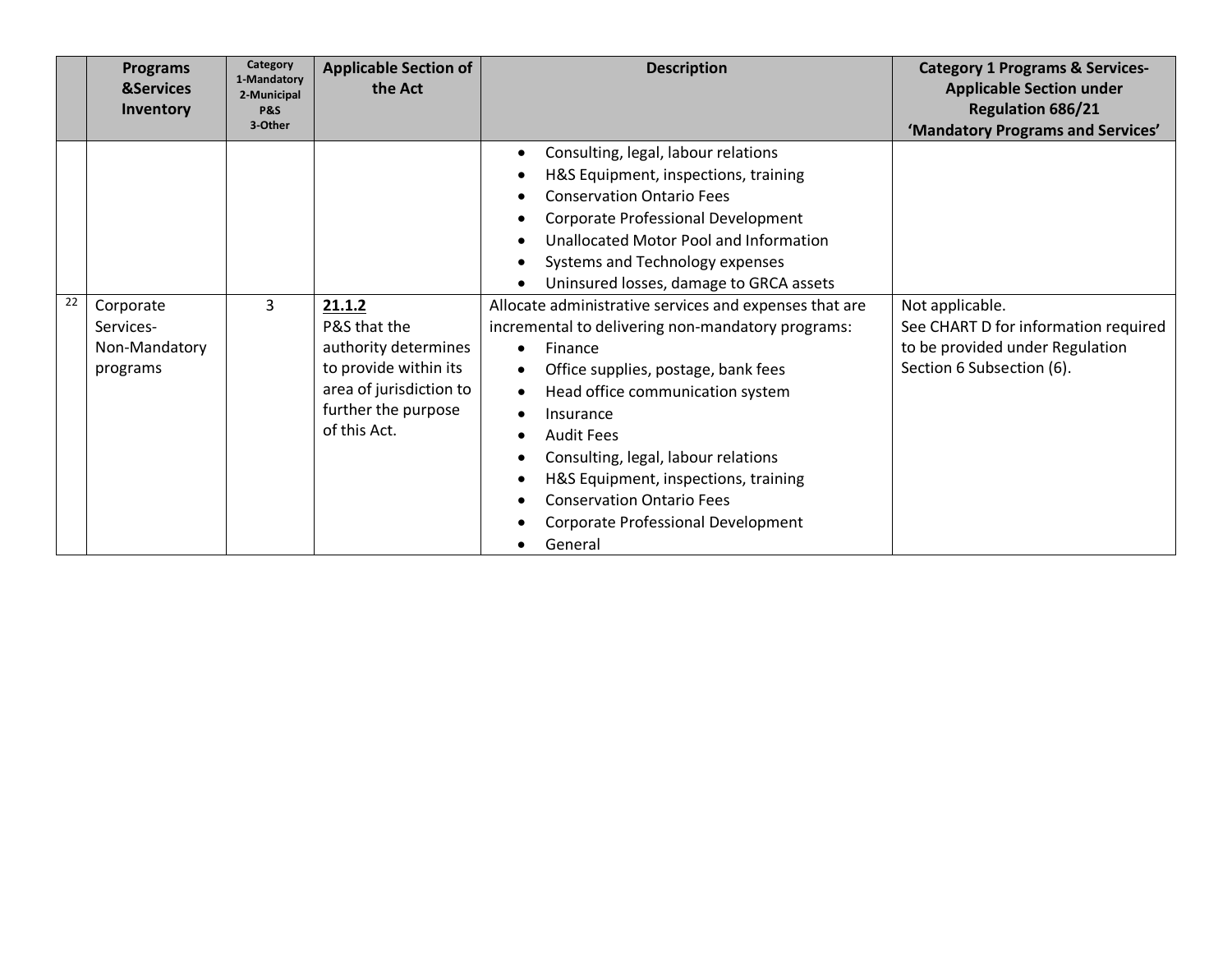| | Programs &Services Inventory | Category 1-Mandatory 2-Municipal P&S 3-Other | Applicable Section of the Act | Description | Category 1 Programs & Services- Applicable Section under Regulation 686/21 'Mandatory Programs and Services' |
|---|---|---|---|---|---|
| | | | | • Consulting, legal, labour relations<br>• H&S Equipment, inspections, training<br>• Conservation Ontario Fees<br>• Corporate Professional Development<br>• Unallocated Motor Pool and Information<br>• Systems and Technology expenses<br>• Uninsured losses, damage to GRCA assets | |
| 22 | Corporate Services- Non-Mandatory programs | 3 | **21.1.2**<br>P&S that the authority determines to provide within its area of jurisdiction to further the purpose of this Act. | Allocate administrative services and expenses that are incremental to delivering non-mandatory programs:<br>• Finance<br>• Office supplies, postage, bank fees<br>• Head office communication system<br>• Insurance<br>• Audit Fees<br>• Consulting, legal, labour relations<br>• H&S Equipment, inspections, training<br>• Conservation Ontario Fees<br>• Corporate Professional Development<br>• General | Not applicable.<br>See CHART D for information required to be provided under Regulation Section 6 Subsection (6). |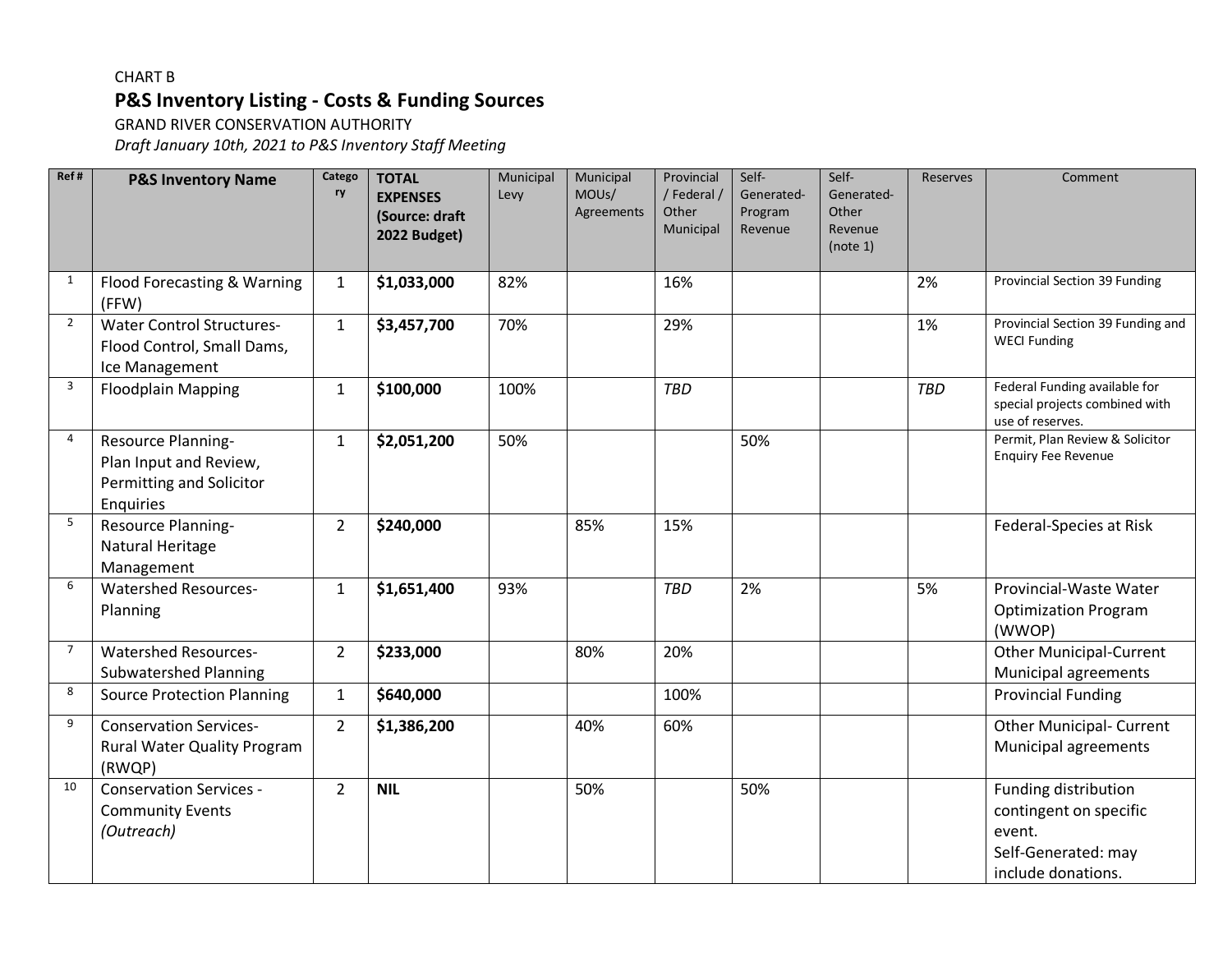CHART B

## P&S Inventory Listing - Costs & Funding Sources

GRAND RIVER CONSERVATION AUTHORITY

*Draft January 10th, 2021 to P&S Inventory Staff Meeting*

| Ref # | P&S Inventory Name | Category | TOTAL EXPENSES (Source: draft 2022 Budget) | Municipal Levy | Municipal MOUs/ Agreements | Provincial / Federal / Other Municipal | Self-Generated-Program Revenue | Self-Generated-Other Revenue (note 1) | Reserves | Comment |
|---|---|---|---|---|---|---|---|---|---|---|
| 1 | Flood Forecasting & Warning (FFW) | 1 | **$1,033,000** | 82% | | 16% | | | 2% | Provincial Section 39 Funding |
| 2 | Water Control Structures-Flood Control, Small Dams, Ice Management | 1 | **$3,457,700** | 70% | | 29% | | | 1% | Provincial Section 39 Funding and WECI Funding |
| 3 | Floodplain Mapping | 1 | **$100,000** | 100% | | *TBD* | | | *TBD* | Federal Funding available for special projects combined with use of reserves. |
| 4 | Resource Planning-Plan Input and Review, Permitting and Solicitor Enquiries | 1 | **$2,051,200** | 50% | | | 50% | | | Permit, Plan Review & Solicitor Enquiry Fee Revenue |
| 5 | Resource Planning-Natural Heritage Management | 2 | **$240,000** | | 85% | 15% | | | | Federal-Species at Risk |
| 6 | Watershed Resources-Planning | 1 | **$1,651,400** | 93% | | *TBD* | 2% | | 5% | Provincial-Waste Water Optimization Program (WWOP) |
| 7 | Watershed Resources-Subwatershed Planning | 2 | **$233,000** | | 80% | 20% | | | | Other Municipal-Current Municipal agreements |
| 8 | Source Protection Planning | 1 | **$640,000** | | | 100% | | | | Provincial Funding |
| 9 | Conservation Services-Rural Water Quality Program (RWQP) | 2 | **$1,386,200** | | 40% | 60% | | | | Other Municipal- Current Municipal agreements |
| 10 | Conservation Services - Community Events *(Outreach)* | 2 | **NIL** | | 50% | | 50% | | | Funding distribution contingent on specific event. Self-Generated: may include donations. |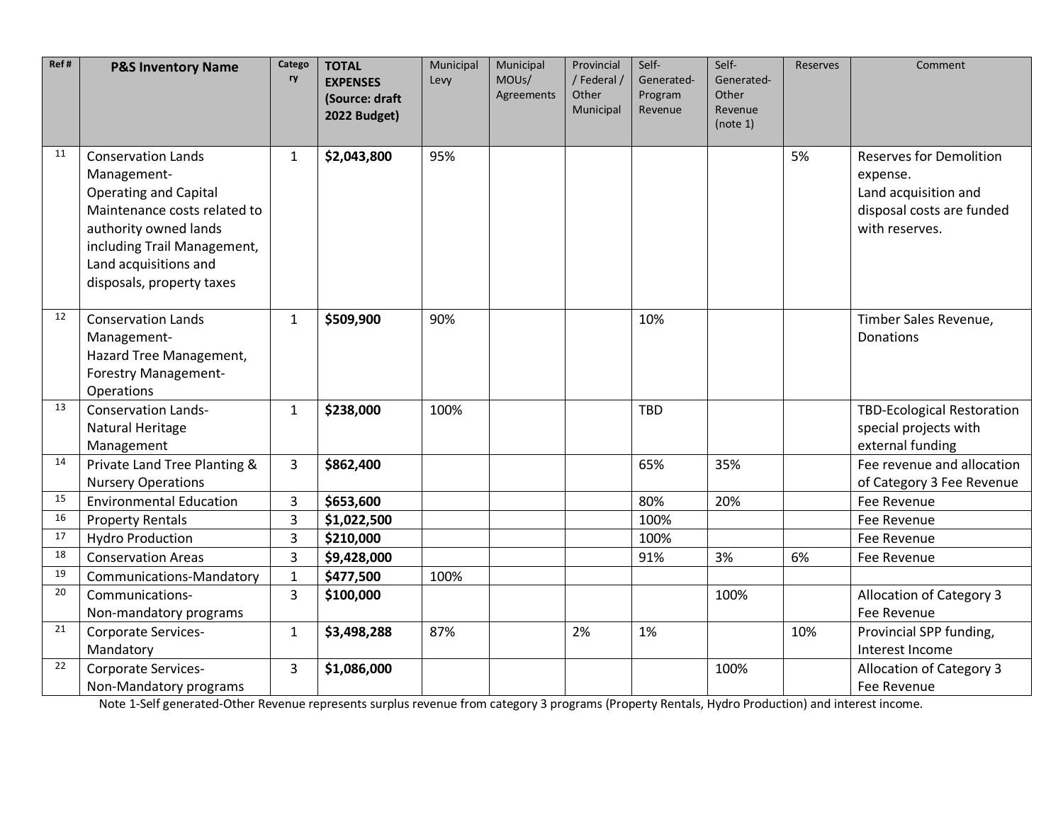| Ref # | P&S Inventory Name | Category | TOTAL EXPENSES (Source: draft 2022 Budget) | Municipal Levy | Municipal MOUs/ Agreements | Provincial / Federal / Other Municipal | Self-Generated-Program Revenue | Self-Generated-Other Revenue (note 1) | Reserves | Comment |
|---|---|---|---|---|---|---|---|---|---|---|
| 11 | Conservation Lands Management- Operating and Capital Maintenance costs related to authority owned lands including Trail Management, Land acquisitions and disposals, property taxes | 1 | **$2,043,800** | 95% | | | | | 5% | Reserves for Demolition expense. Land acquisition and disposal costs are funded with reserves. |
| 12 | Conservation Lands Management- Hazard Tree Management, Forestry Management-Operations | 1 | **$509,900** | 90% | | | 10% | | | Timber Sales Revenue, Donations |
| 13 | Conservation Lands- Natural Heritage Management | 1 | **$238,000** | 100% | | | TBD | | | TBD-Ecological Restoration special projects with external funding |
| 14 | Private Land Tree Planting & Nursery Operations | 3 | **$862,400** | | | | 65% | 35% | | Fee revenue and allocation of Category 3 Fee Revenue |
| 15 | Environmental Education | 3 | **$653,600** | | | | 80% | 20% | | Fee Revenue |
| 16 | Property Rentals | 3 | **$1,022,500** | | | | 100% | | | Fee Revenue |
| 17 | Hydro Production | 3 | **$210,000** | | | | 100% | | | Fee Revenue |
| 18 | Conservation Areas | 3 | **$9,428,000** | | | | 91% | 3% | 6% | Fee Revenue |
| 19 | Communications-Mandatory | 1 | **$477,500** | 100% | | | | | | |
| 20 | Communications- Non-mandatory programs | 3 | **$100,000** | | | | | 100% | | Allocation of Category 3 Fee Revenue |
| 21 | Corporate Services- Mandatory | 1 | **$3,498,288** | 87% | | 2% | 1% | | 10% | Provincial SPP funding, Interest Income |
| 22 | Corporate Services- Non-Mandatory programs | 3 | **$1,086,000** | | | | | 100% | | Allocation of Category 3 Fee Revenue |

Note 1-Self generated-Other Revenue represents surplus revenue from category 3 programs (Property Rentals, Hydro Production) and interest income.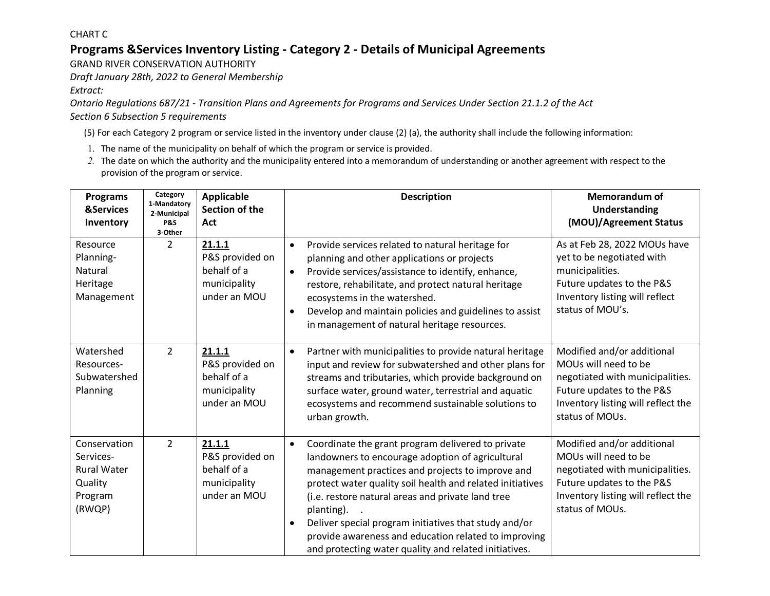CHART C

## Programs &Services Inventory Listing - Category 2 - Details of Municipal Agreements

GRAND RIVER CONSERVATION AUTHORITY

*Draft January 28th, 2022 to General Membership*

*Extract:*

*Ontario Regulations 687/21 - Transition Plans and Agreements for Programs and Services Under Section 21.1.2 of the Act*

*Section 6 Subsection 5 requirements*

(5) For each Category 2 program or service listed in the inventory under clause (2) (a), the authority shall include the following information:

1. The name of the municipality on behalf of which the program or service is provided.
2. The date on which the authority and the municipality entered into a memorandum of understanding or another agreement with respect to the provision of the program or service.

| Programs &Services Inventory | Category 1-Mandatory 2-Municipal P&S 3-Other | Applicable Section of the Act | Description | Memorandum of Understanding (MOU)/Agreement Status |
|---|---|---|---|---|
| Resource Planning- Natural Heritage Management | 2 | **21.1.1** P&S provided on behalf of a municipality under an MOU | • Provide services related to natural heritage for planning and other applications or projects<br>• Provide services/assistance to identify, enhance, restore, rehabilitate, and protect natural heritage ecosystems in the watershed.<br>• Develop and maintain policies and guidelines to assist in management of natural heritage resources. | As at Feb 28, 2022 MOUs have yet to be negotiated with municipalities. Future updates to the P&S Inventory listing will reflect status of MOU's. |
| Watershed Resources- Subwatershed Planning | 2 | **21.1.1** P&S provided on behalf of a municipality under an MOU | • Partner with municipalities to provide natural heritage input and review for subwatershed and other plans for streams and tributaries, which provide background on surface water, ground water, terrestrial and aquatic ecosystems and recommend sustainable solutions to urban growth. | Modified and/or additional MOUs will need to be negotiated with municipalities. Future updates to the P&S Inventory listing will reflect the status of MOUs. |
| Conservation Services- Rural Water Quality Program (RWQP) | 2 | **21.1.1** P&S provided on behalf of a municipality under an MOU | • Coordinate the grant program delivered to private landowners to encourage adoption of agricultural management practices and projects to improve and protect water quality soil health and related initiatives (i.e. restore natural areas and private land tree planting). .<br>• Deliver special program initiatives that study and/or provide awareness and education related to improving and protecting water quality and related initiatives. | Modified and/or additional MOUs will need to be negotiated with municipalities. Future updates to the P&S Inventory listing will reflect the status of MOUs. |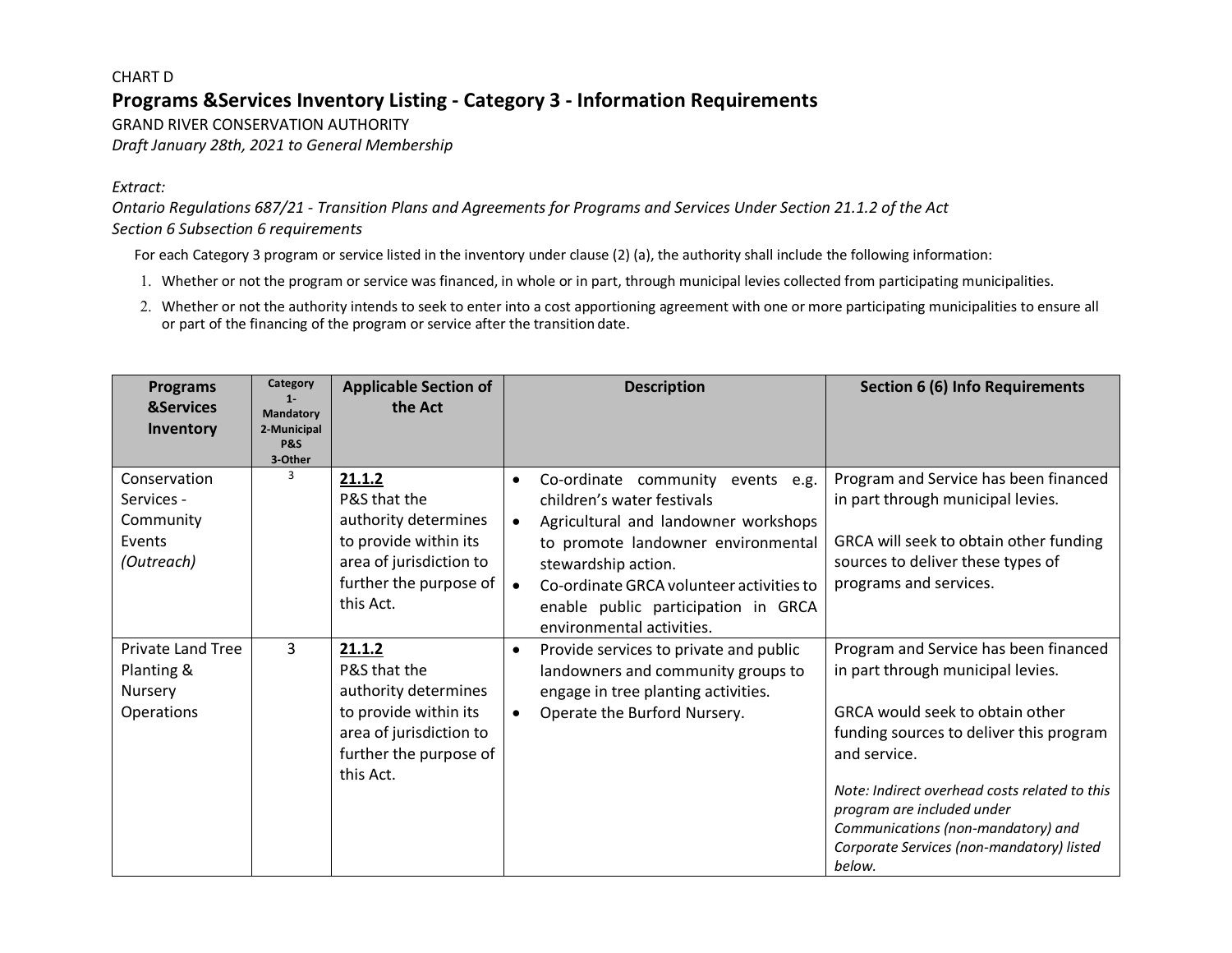CHART D

## Programs &Services Inventory Listing - Category 3 - Information Requirements

GRAND RIVER CONSERVATION AUTHORITY

*Draft January 28th, 2021 to General Membership*

*Extract:*

*Ontario Regulations 687/21 - Transition Plans and Agreements for Programs and Services Under Section 21.1.2 of the Act*
*Section 6 Subsection 6 requirements*

For each Category 3 program or service listed in the inventory under clause (2) (a), the authority shall include the following information:

1. Whether or not the program or service was financed, in whole or in part, through municipal levies collected from participating municipalities.
2. Whether or not the authority intends to seek to enter into a cost apportioning agreement with one or more participating municipalities to ensure all or part of the financing of the program or service after the transition date.

| Programs &Services Inventory | Category 1-Mandatory 2-Municipal P&S 3-Other | Applicable Section of the Act | Description | Section 6 (6) Info Requirements |
|---|---|---|---|---|
| Conservation Services - Community Events *(Outreach)* | 3 | **21.1.2** P&S that the authority determines to provide within its area of jurisdiction to further the purpose of this Act. | • Co-ordinate community events e.g. children's water festivals<br>• Agricultural and landowner workshops to promote landowner environmental stewardship action.<br>• Co-ordinate GRCA volunteer activities to enable public participation in GRCA environmental activities. | Program and Service has been financed in part through municipal levies.<br><br>GRCA will seek to obtain other funding sources to deliver these types of programs and services. |
| Private Land Tree Planting & Nursery Operations | 3 | **21.1.2** P&S that the authority determines to provide within its area of jurisdiction to further the purpose of this Act. | • Provide services to private and public landowners and community groups to engage in tree planting activities.<br>• Operate the Burford Nursery. | Program and Service has been financed in part through municipal levies.<br><br>GRCA would seek to obtain other funding sources to deliver this program and service.<br><br>*Note: Indirect overhead costs related to this program are included under Communications (non-mandatory) and Corporate Services (non-mandatory) listed below.* |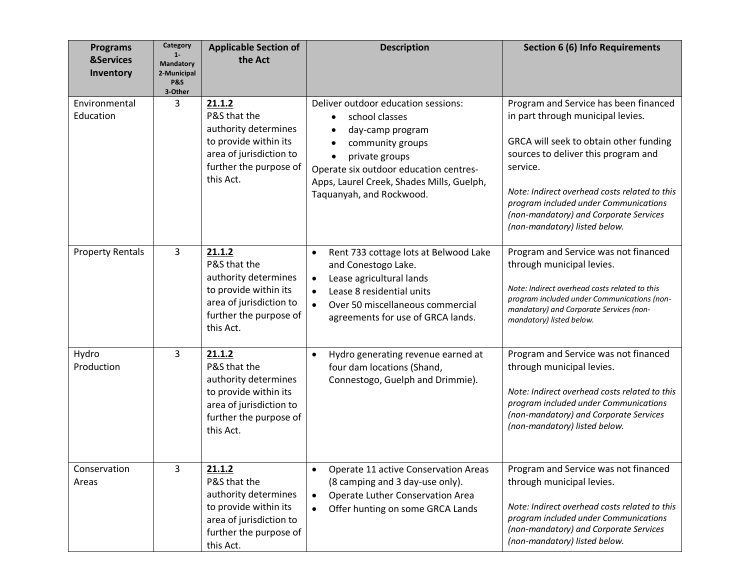| Programs &Services Inventory | Category 1-Mandatory 2-Municipal P&S 3-Other | Applicable Section of the Act | Description | Section 6 (6) Info Requirements |
| --- | --- | --- | --- | --- |
| Environmental Education | 3 | **21.1.2** P&S that the authority determines to provide within its area of jurisdiction to further the purpose of this Act. | Deliver outdoor education sessions: <br>• school classes <br>• day-camp program <br>• community groups <br>• private groups <br>Operate six outdoor education centres- Apps, Laurel Creek, Shades Mills, Guelph, Taquanyah, and Rockwood. | Program and Service has been financed in part through municipal levies. <br><br>GRCA will seek to obtain other funding sources to deliver this program and service. <br><br>*Note: Indirect overhead costs related to this program included under Communications (non-mandatory) and Corporate Services (non-mandatory) listed below.* |
| Property Rentals | 3 | **21.1.2** P&S that the authority determines to provide within its area of jurisdiction to further the purpose of this Act. | • Rent 733 cottage lots at Belwood Lake and Conestogo Lake. <br>• Lease agricultural lands <br>• Lease 8 residential units <br>• Over 50 miscellaneous commercial agreements for use of GRCA lands. | Program and Service was not financed through municipal levies. <br><br>*Note: Indirect overhead costs related to this program included under Communications (non-mandatory) and Corporate Services (non-mandatory) listed below.* |
| Hydro Production | 3 | **21.1.2** P&S that the authority determines to provide within its area of jurisdiction to further the purpose of this Act. | • Hydro generating revenue earned at four dam locations (Shand, Connestogo, Guelph and Drimmie). | Program and Service was not financed through municipal levies. <br><br>*Note: Indirect overhead costs related to this program included under Communications (non-mandatory) and Corporate Services (non-mandatory) listed below.* |
| Conservation Areas | 3 | **21.1.2** P&S that the authority determines to provide within its area of jurisdiction to further the purpose of this Act. | • Operate 11 active Conservation Areas (8 camping and 3 day-use only). <br>• Operate Luther Conservation Area <br>• Offer hunting on some GRCA Lands | Program and Service was not financed through municipal levies. <br><br>*Note: Indirect overhead costs related to this program included under Communications (non-mandatory) and Corporate Services (non-mandatory) listed below.* |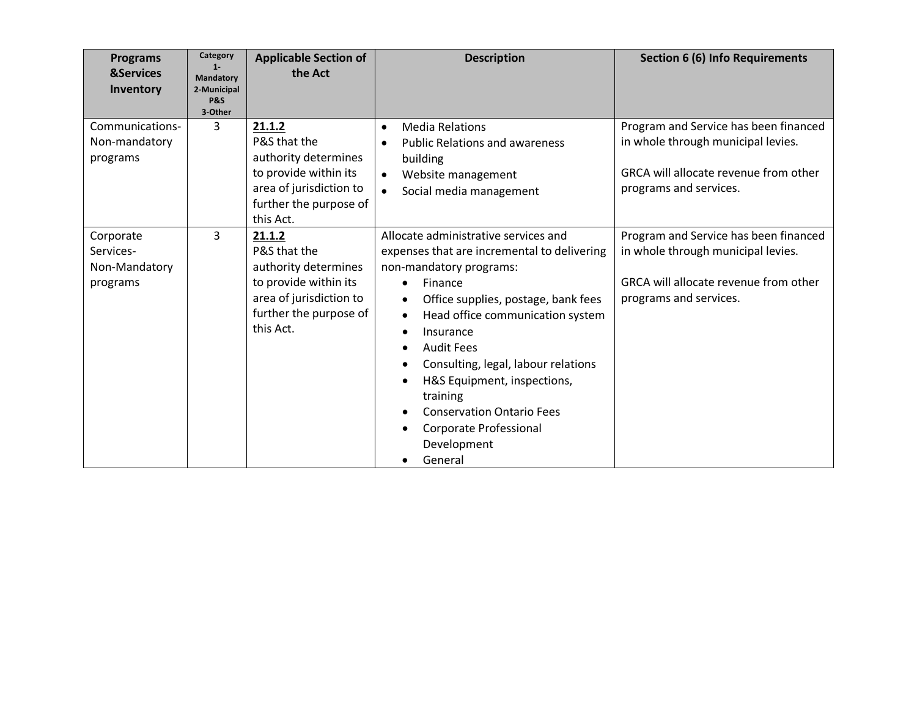| Programs &Services Inventory | Category 1-Mandatory 2-Municipal P&S 3-Other | Applicable Section of the Act | Description | Section 6 (6) Info Requirements |
|---|---|---|---|---|
| Communications-Non-mandatory programs | 3 | **21.1.2** P&S that the authority determines to provide within its area of jurisdiction to further the purpose of this Act. | • Media Relations<br>• Public Relations and awareness building<br>• Website management<br>• Social media management | Program and Service has been financed in whole through municipal levies.<br><br>GRCA will allocate revenue from other programs and services. |
| Corporate Services-Non-Mandatory programs | 3 | **21.1.2** P&S that the authority determines to provide within its area of jurisdiction to further the purpose of this Act. | Allocate administrative services and expenses that are incremental to delivering non-mandatory programs:<br>• Finance<br>• Office supplies, postage, bank fees<br>• Head office communication system<br>• Insurance<br>• Audit Fees<br>• Consulting, legal, labour relations<br>• H&S Equipment, inspections, training<br>• Conservation Ontario Fees<br>• Corporate Professional Development<br>• General | Program and Service has been financed in whole through municipal levies.<br><br>GRCA will allocate revenue from other programs and services. |